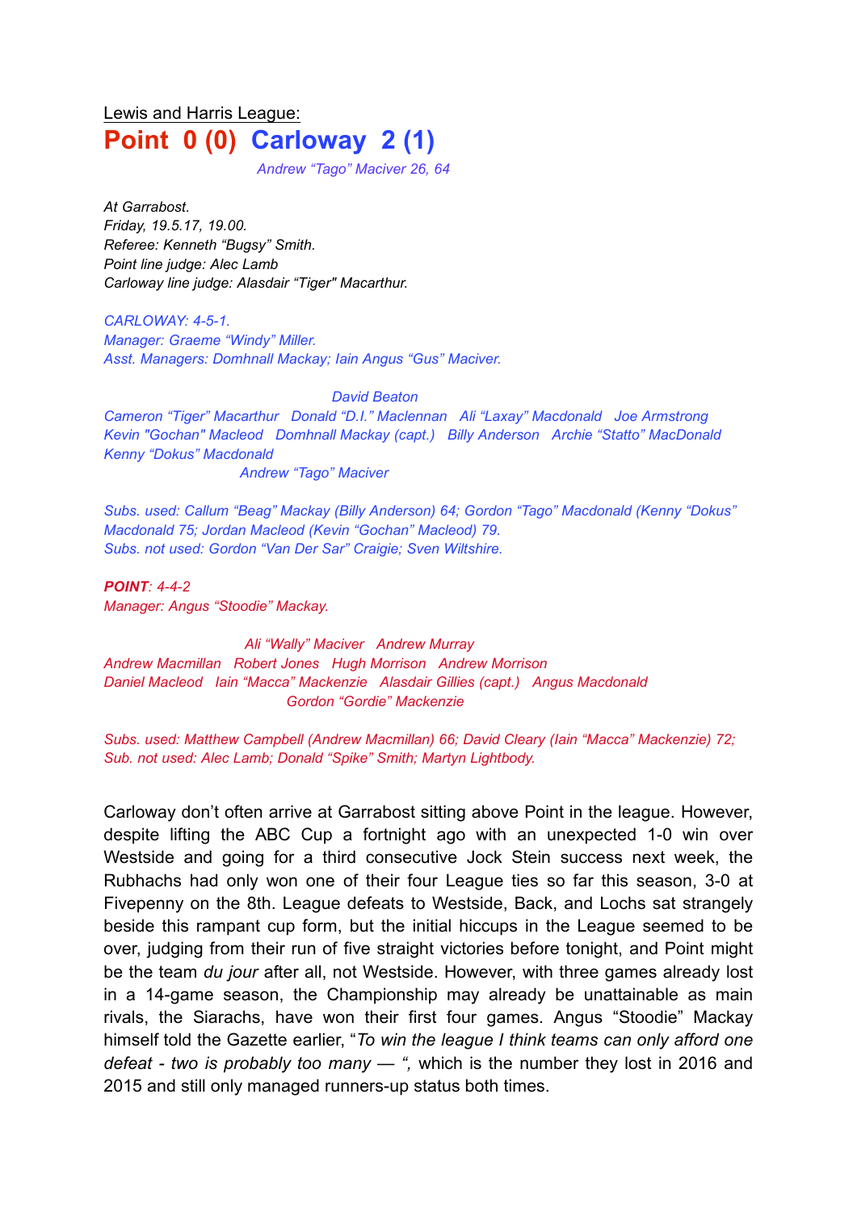Lewis and Harris League:

# Point 0 (0) Carloway 2 (1)

*Andrew "Tago" Maciver 26, 64*

*At Garrabost.*
*Friday, 19.5.17, 19.00.*
*Referee: Kenneth "Bugsy" Smith.*
*Point line judge: Alec Lamb*
*Carloway line judge: Alasdair "Tiger" Macarthur.*

*CARLOWAY: 4-5-1.*
*Manager: Graeme "Windy" Miller.*
*Asst. Managers: Domhnall Mackay; Iain Angus "Gus" Maciver.*

*David Beaton*
*Cameron "Tiger" Macarthur Donald "D.I." Maclennan Ali "Laxay" Macdonald Joe Armstrong*
*Kevin "Gochan" Macleod Domhnall Mackay (capt.) Billy Anderson Archie "Statto" MacDonald*
*Kenny "Dokus" Macdonald*
*Andrew "Tago" Maciver*

*Subs. used: Callum "Beag" Mackay (Billy Anderson) 64; Gordon "Tago" Macdonald (Kenny "Dokus" Macdonald 75; Jordan Macleod (Kevin "Gochan" Macleod) 79.*
*Subs. not used: Gordon "Van Der Sar" Craigie; Sven Wiltshire.*

***POINT**: 4-4-2*
*Manager: Angus "Stoodie" Mackay.*

*Ali "Wally" Maciver Andrew Murray*
*Andrew Macmillan Robert Jones Hugh Morrison Andrew Morrison*
*Daniel Macleod Iain "Macca" Mackenzie Alasdair Gillies (capt.) Angus Macdonald*
*Gordon "Gordie" Mackenzie*

*Subs. used: Matthew Campbell (Andrew Macmillan) 66; David Cleary (Iain "Macca" Mackenzie) 72;*
*Sub. not used: Alec Lamb; Donald "Spike" Smith; Martyn Lightbody.*

Carloway don't often arrive at Garrabost sitting above Point in the league. However, despite lifting the ABC Cup a fortnight ago with an unexpected 1-0 win over Westside and going for a third consecutive Jock Stein success next week, the Rubhachs had only won one of their four League ties so far this season, 3-0 at Fivepenny on the 8th. League defeats to Westside, Back, and Lochs sat strangely beside this rampant cup form, but the initial hiccups in the League seemed to be over, judging from their run of five straight victories before tonight, and Point might be the team *du jour* after all, not Westside. However, with three games already lost in a 14-game season, the Championship may already be unattainable as main rivals, the Siarachs, have won their first four games. Angus "Stoodie" Mackay himself told the Gazette earlier, "*To win the league I think teams can only afford one defeat - two is probably too many — "*, which is the number they lost in 2016 and 2015 and still only managed runners-up status both times.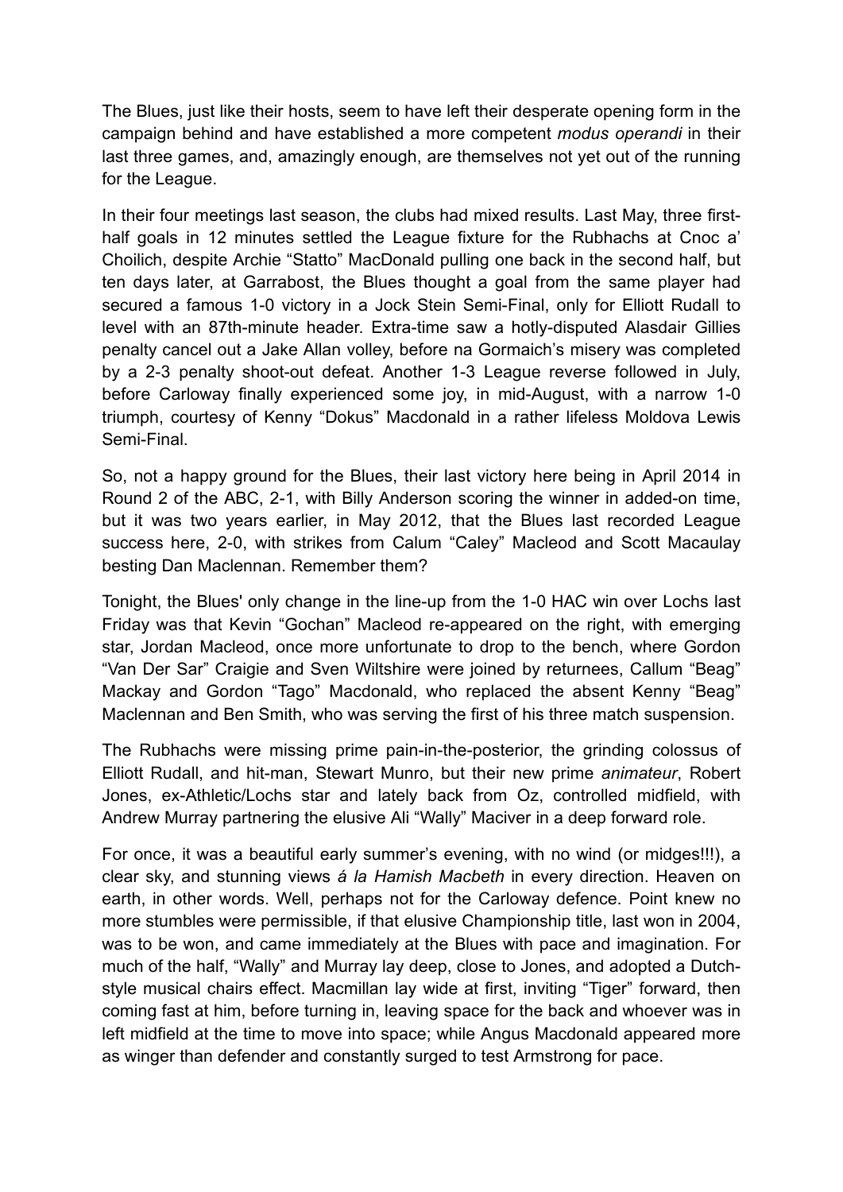The Blues, just like their hosts, seem to have left their desperate opening form in the campaign behind and have established a more competent *modus operandi* in their last three games, and, amazingly enough, are themselves not yet out of the running for the League.

In their four meetings last season, the clubs had mixed results. Last May, three first-half goals in 12 minutes settled the League fixture for the Rubhachs at Cnoc a' Choilich, despite Archie "Statto" MacDonald pulling one back in the second half, but ten days later, at Garrabost, the Blues thought a goal from the same player had secured a famous 1-0 victory in a Jock Stein Semi-Final, only for Elliott Rudall to level with an 87th-minute header. Extra-time saw a hotly-disputed Alasdair Gillies penalty cancel out a Jake Allan volley, before na Gormaich's misery was completed by a 2-3 penalty shoot-out defeat. Another 1-3 League reverse followed in July, before Carloway finally experienced some joy, in mid-August, with a narrow 1-0 triumph, courtesy of Kenny "Dokus" Macdonald in a rather lifeless Moldova Lewis Semi-Final.

So, not a happy ground for the Blues, their last victory here being in April 2014 in Round 2 of the ABC, 2-1, with Billy Anderson scoring the winner in added-on time, but it was two years earlier, in May 2012, that the Blues last recorded League success here, 2-0, with strikes from Calum "Caley" Macleod and Scott Macaulay besting Dan Maclennan. Remember them?

Tonight, the Blues' only change in the line-up from the 1-0 HAC win over Lochs last Friday was that Kevin "Gochan" Macleod re-appeared on the right, with emerging star, Jordan Macleod, once more unfortunate to drop to the bench, where Gordon "Van Der Sar" Craigie and Sven Wiltshire were joined by returnees, Callum "Beag" Mackay and Gordon "Tago" Macdonald, who replaced the absent Kenny "Beag" Maclennan and Ben Smith, who was serving the first of his three match suspension.

The Rubhachs were missing prime pain-in-the-posterior, the grinding colossus of Elliott Rudall, and hit-man, Stewart Munro, but their new prime *animateur*, Robert Jones, ex-Athletic/Lochs star and lately back from Oz, controlled midfield, with Andrew Murray partnering the elusive Ali "Wally" Maciver in a deep forward role.

For once, it was a beautiful early summer's evening, with no wind (or midges!!!), a clear sky, and stunning views *á la Hamish Macbeth* in every direction. Heaven on earth, in other words. Well, perhaps not for the Carloway defence. Point knew no more stumbles were permissible, if that elusive Championship title, last won in 2004, was to be won, and came immediately at the Blues with pace and imagination. For much of the half, "Wally" and Murray lay deep, close to Jones, and adopted a Dutch-style musical chairs effect. Macmillan lay wide at first, inviting "Tiger" forward, then coming fast at him, before turning in, leaving space for the back and whoever was in left midfield at the time to move into space; while Angus Macdonald appeared more as winger than defender and constantly surged to test Armstrong for pace.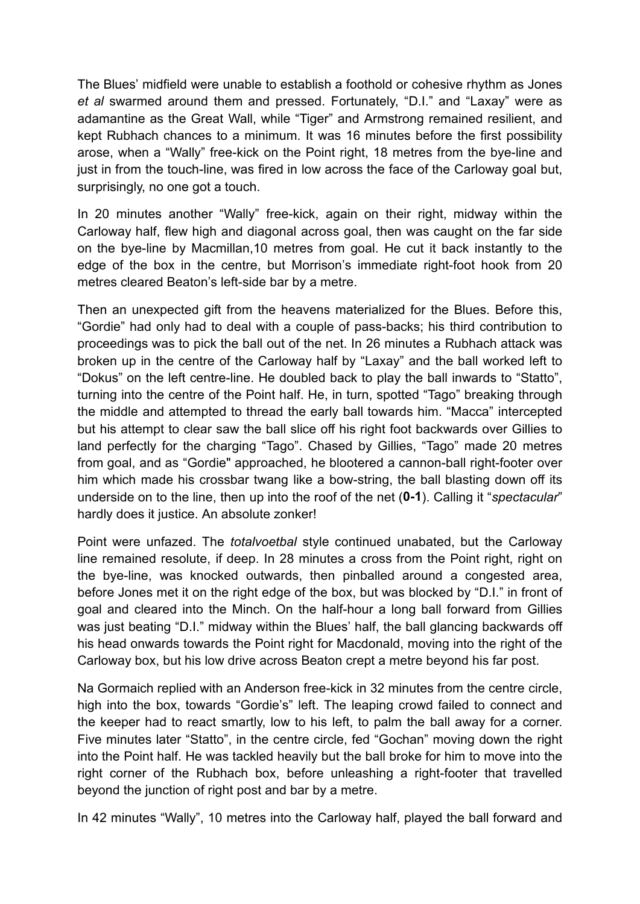The Blues' midfield were unable to establish a foothold or cohesive rhythm as Jones *et al* swarmed around them and pressed. Fortunately, "D.I." and "Laxay" were as adamantine as the Great Wall, while "Tiger" and Armstrong remained resilient, and kept Rubhach chances to a minimum. It was 16 minutes before the first possibility arose, when a "Wally" free-kick on the Point right, 18 metres from the bye-line and just in from the touch-line, was fired in low across the face of the Carloway goal but, surprisingly, no one got a touch.

In 20 minutes another "Wally" free-kick, again on their right, midway within the Carloway half, flew high and diagonal across goal, then was caught on the far side on the bye-line by Macmillan,10 metres from goal. He cut it back instantly to the edge of the box in the centre, but Morrison's immediate right-foot hook from 20 metres cleared Beaton's left-side bar by a metre.

Then an unexpected gift from the heavens materialized for the Blues. Before this, "Gordie" had only had to deal with a couple of pass-backs; his third contribution to proceedings was to pick the ball out of the net. In 26 minutes a Rubhach attack was broken up in the centre of the Carloway half by "Laxay" and the ball worked left to "Dokus" on the left centre-line. He doubled back to play the ball inwards to "Statto", turning into the centre of the Point half. He, in turn, spotted "Tago" breaking through the middle and attempted to thread the early ball towards him. "Macca" intercepted but his attempt to clear saw the ball slice off his right foot backwards over Gillies to land perfectly for the charging "Tago". Chased by Gillies, "Tago" made 20 metres from goal, and as "Gordie" approached, he blootered a cannon-ball right-footer over him which made his crossbar twang like a bow-string, the ball blasting down off its underside on to the line, then up into the roof of the net (**0-1**). Calling it "*spectacular*" hardly does it justice. An absolute zonker!

Point were unfazed. The *totalvoetbal* style continued unabated, but the Carloway line remained resolute, if deep. In 28 minutes a cross from the Point right, right on the bye-line, was knocked outwards, then pinballed around a congested area, before Jones met it on the right edge of the box, but was blocked by "D.I." in front of goal and cleared into the Minch. On the half-hour a long ball forward from Gillies was just beating "D.I." midway within the Blues' half, the ball glancing backwards off his head onwards towards the Point right for Macdonald, moving into the right of the Carloway box, but his low drive across Beaton crept a metre beyond his far post.

Na Gormaich replied with an Anderson free-kick in 32 minutes from the centre circle, high into the box, towards "Gordie's" left. The leaping crowd failed to connect and the keeper had to react smartly, low to his left, to palm the ball away for a corner. Five minutes later "Statto", in the centre circle, fed "Gochan" moving down the right into the Point half. He was tackled heavily but the ball broke for him to move into the right corner of the Rubhach box, before unleashing a right-footer that travelled beyond the junction of right post and bar by a metre.

In 42 minutes "Wally", 10 metres into the Carloway half, played the ball forward and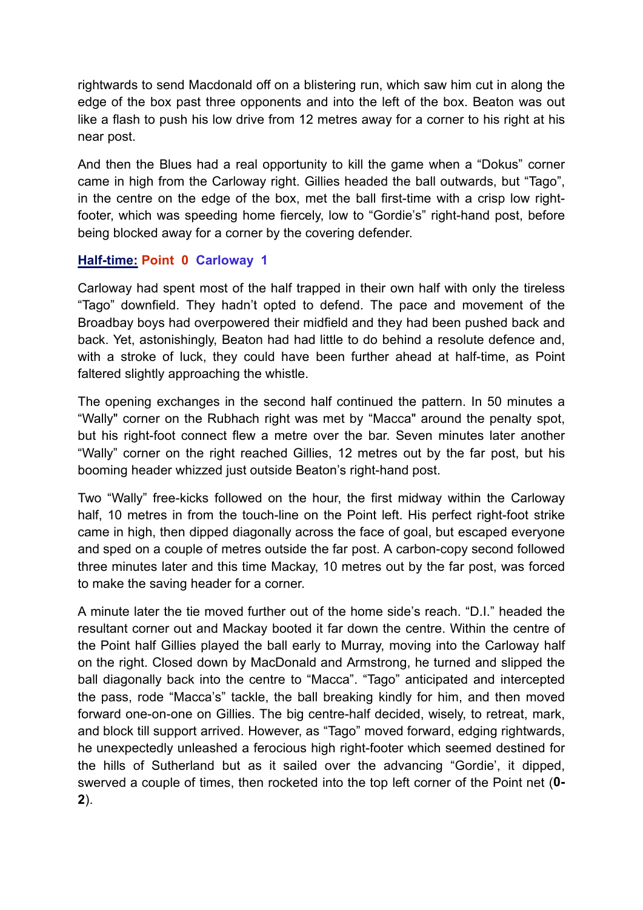rightwards to send Macdonald off on a blistering run, which saw him cut in along the edge of the box past three opponents and into the left of the box. Beaton was out like a flash to push his low drive from 12 metres away for a corner to his right at his near post.

And then the Blues had a real opportunity to kill the game when a “Dokus” corner came in high from the Carloway right. Gillies headed the ball outwards, but “Tago”, in the centre on the edge of the box, met the ball first-time with a crisp low right-footer, which was speeding home fiercely, low to “Gordie’s” right-hand post, before being blocked away for a corner by the covering defender.

**Half-time: Point 0 Carloway 1**

Carloway had spent most of the half trapped in their own half with only the tireless “Tago” downfield. They hadn’t opted to defend. The pace and movement of the Broadbay boys had overpowered their midfield and they had been pushed back and back. Yet, astonishingly, Beaton had had little to do behind a resolute defence and, with a stroke of luck, they could have been further ahead at half-time, as Point faltered slightly approaching the whistle.

The opening exchanges in the second half continued the pattern. In 50 minutes a “Wally" corner on the Rubhach right was met by “Macca" around the penalty spot, but his right-foot connect flew a metre over the bar. Seven minutes later another “Wally” corner on the right reached Gillies, 12 metres out by the far post, but his booming header whizzed just outside Beaton’s right-hand post.

Two “Wally” free-kicks followed on the hour, the first midway within the Carloway half, 10 metres in from the touch-line on the Point left. His perfect right-foot strike came in high, then dipped diagonally across the face of goal, but escaped everyone and sped on a couple of metres outside the far post. A carbon-copy second followed three minutes later and this time Mackay, 10 metres out by the far post, was forced to make the saving header for a corner.

A minute later the tie moved further out of the home side’s reach. “D.I.” headed the resultant corner out and Mackay booted it far down the centre. Within the centre of the Point half Gillies played the ball early to Murray, moving into the Carloway half on the right. Closed down by MacDonald and Armstrong, he turned and slipped the ball diagonally back into the centre to “Macca”. “Tago” anticipated and intercepted the pass, rode “Macca’s” tackle, the ball breaking kindly for him, and then moved forward one-on-one on Gillies. The big centre-half decided, wisely, to retreat, mark, and block till support arrived. However, as “Tago” moved forward, edging rightwards, he unexpectedly unleashed a ferocious high right-footer which seemed destined for the hills of Sutherland but as it sailed over the advancing “Gordie’, it dipped, swerved a couple of times, then rocketed into the top left corner of the Point net (**0-2**).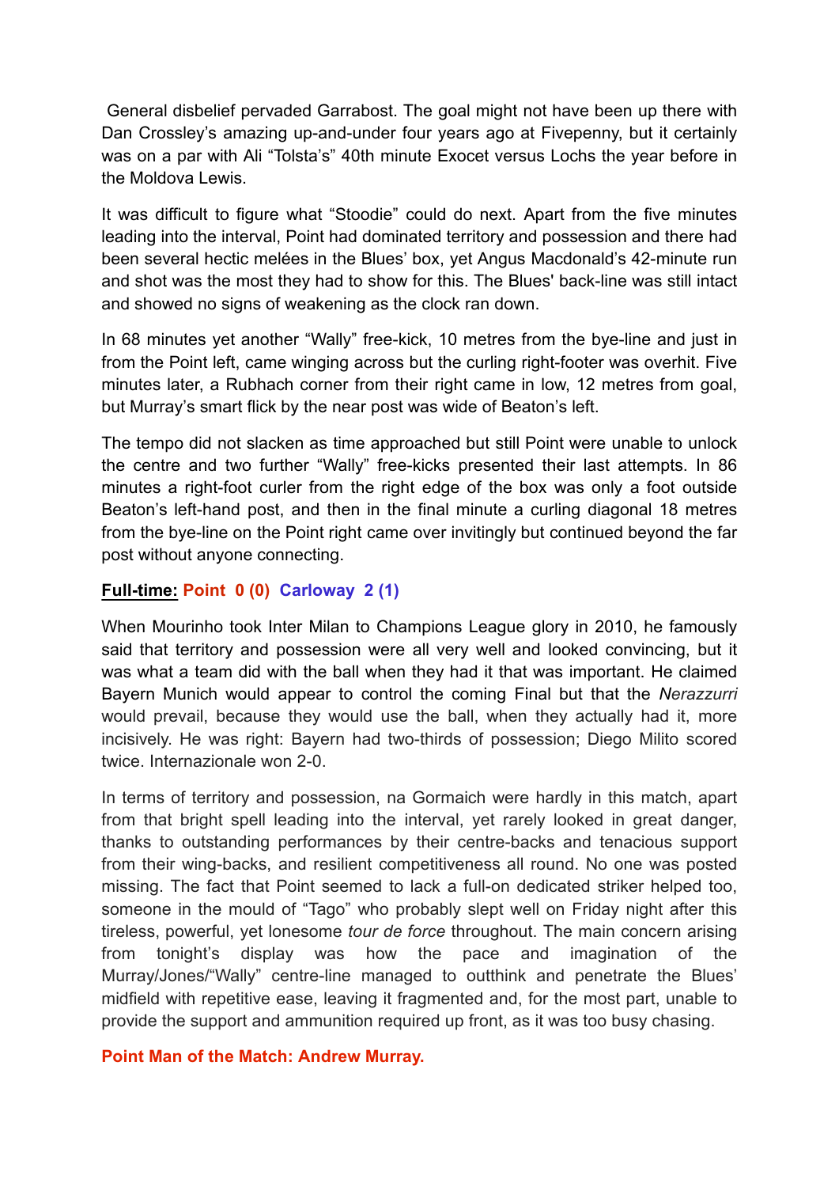General disbelief pervaded Garrabost. The goal might not have been up there with Dan Crossley's amazing up-and-under four years ago at Fivepenny, but it certainly was on a par with Ali "Tolsta's" 40th minute Exocet versus Lochs the year before in the Moldova Lewis.

It was difficult to figure what "Stoodie" could do next. Apart from the five minutes leading into the interval, Point had dominated territory and possession and there had been several hectic melées in the Blues' box, yet Angus Macdonald's 42-minute run and shot was the most they had to show for this. The Blues' back-line was still intact and showed no signs of weakening as the clock ran down.

In 68 minutes yet another "Wally" free-kick, 10 metres from the bye-line and just in from the Point left, came winging across but the curling right-footer was overhit. Five minutes later, a Rubhach corner from their right came in low, 12 metres from goal, but Murray's smart flick by the near post was wide of Beaton's left.

The tempo did not slacken as time approached but still Point were unable to unlock the centre and two further "Wally" free-kicks presented their last attempts. In 86 minutes a right-foot curler from the right edge of the box was only a foot outside Beaton's left-hand post, and then in the final minute a curling diagonal 18 metres from the bye-line on the Point right came over invitingly but continued beyond the far post without anyone connecting.

**Full-time: Point 0 (0) Carloway 2 (1)**

When Mourinho took Inter Milan to Champions League glory in 2010, he famously said that territory and possession were all very well and looked convincing, but it was what a team did with the ball when they had it that was important. He claimed Bayern Munich would appear to control the coming Final but that the *Nerazzurri* would prevail, because they would use the ball, when they actually had it, more incisively. He was right: Bayern had two-thirds of possession; Diego Milito scored twice. Internazionale won 2-0.

In terms of territory and possession, na Gormaich were hardly in this match, apart from that bright spell leading into the interval, yet rarely looked in great danger, thanks to outstanding performances by their centre-backs and tenacious support from their wing-backs, and resilient competitiveness all round. No one was posted missing. The fact that Point seemed to lack a full-on dedicated striker helped too, someone in the mould of "Tago" who probably slept well on Friday night after this tireless, powerful, yet lonesome *tour de force* throughout. The main concern arising from tonight's display was how the pace and imagination of the Murray/Jones/"Wally" centre-line managed to outthink and penetrate the Blues' midfield with repetitive ease, leaving it fragmented and, for the most part, unable to provide the support and ammunition required up front, as it was too busy chasing.

**Point Man of the Match: Andrew Murray.**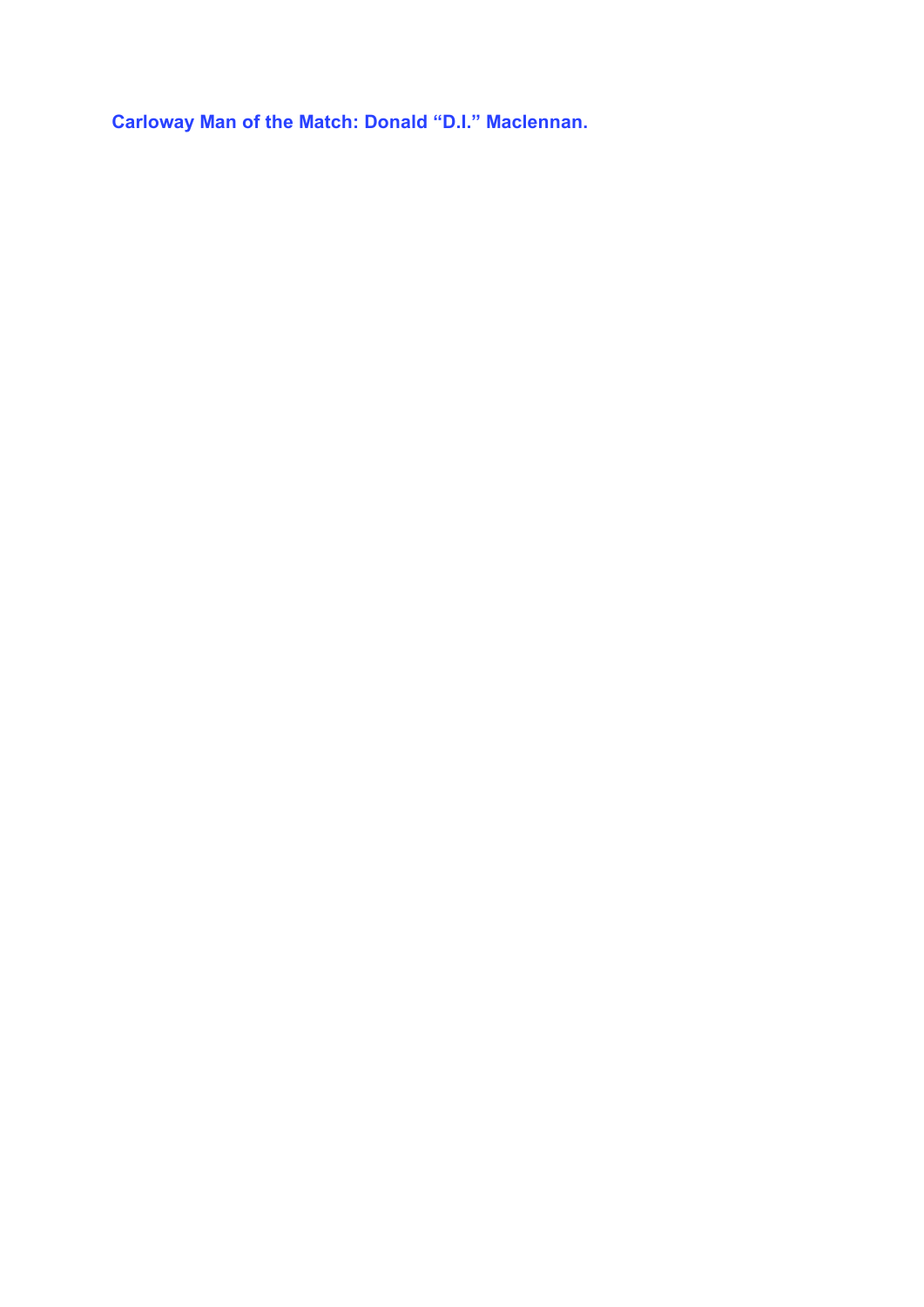**Carloway Man of the Match: Donald “D.I.” Maclennan.**